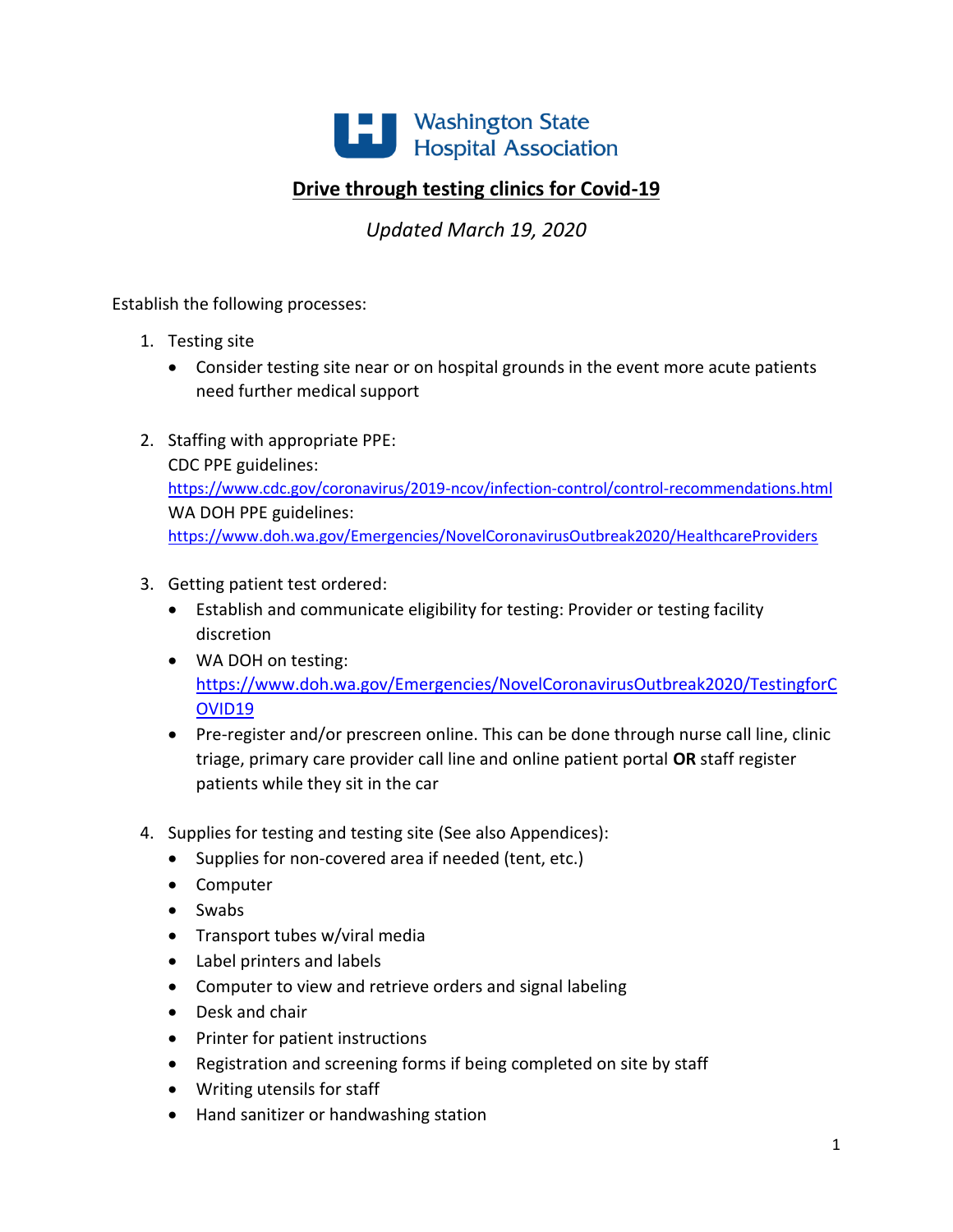Washington State Hospital Association

# Drive through testing clinics for Covid-19

*Updated March 19, 2020*

Establish the following processes:

1. Testing site
   - Consider testing site near or on hospital grounds in the event more acute patients need further medical support
2. Staffing with appropriate PPE:
   CDC PPE guidelines:
   https://www.cdc.gov/coronavirus/2019-ncov/infection-control/control-recommendations.html
   WA DOH PPE guidelines:
   https://www.doh.wa.gov/Emergencies/NovelCoronavirusOutbreak2020/HealthcareProviders
3. Getting patient test ordered:
   - Establish and communicate eligibility for testing: Provider or testing facility discretion
   - WA DOH on testing: https://www.doh.wa.gov/Emergencies/NovelCoronavirusOutbreak2020/TestingforCOVID19
   - Pre-register and/or prescreen online. This can be done through nurse call line, clinic triage, primary care provider call line and online patient portal **OR** staff register patients while they sit in the car
4. Supplies for testing and testing site (See also Appendices):
   - Supplies for non-covered area if needed (tent, etc.)
   - Computer
   - Swabs
   - Transport tubes w/viral media
   - Label printers and labels
   - Computer to view and retrieve orders and signal labeling
   - Desk and chair
   - Printer for patient instructions
   - Registration and screening forms if being completed on site by staff
   - Writing utensils for staff
   - Hand sanitizer or handwashing station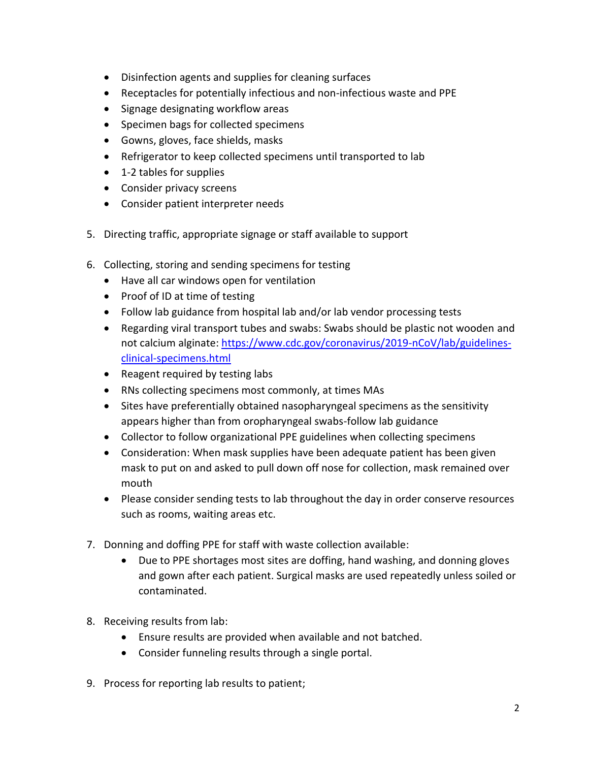- Disinfection agents and supplies for cleaning surfaces
- Receptacles for potentially infectious and non-infectious waste and PPE
- Signage designating workflow areas
- Specimen bags for collected specimens
- Gowns, gloves, face shields, masks
- Refrigerator to keep collected specimens until transported to lab
- 1-2 tables for supplies
- Consider privacy screens
- Consider patient interpreter needs

5. Directing traffic, appropriate signage or staff available to support

6. Collecting, storing and sending specimens for testing
   - Have all car windows open for ventilation
   - Proof of ID at time of testing
   - Follow lab guidance from hospital lab and/or lab vendor processing tests
   - Regarding viral transport tubes and swabs: Swabs should be plastic not wooden and not calcium alginate: [https://www.cdc.gov/coronavirus/2019-nCoV/lab/guidelines-clinical-specimens.html](https://www.cdc.gov/coronavirus/2019-nCoV/lab/guidelines-clinical-specimens.html)
   - Reagent required by testing labs
   - RNs collecting specimens most commonly, at times MAs
   - Sites have preferentially obtained nasopharyngeal specimens as the sensitivity appears higher than from oropharyngeal swabs-follow lab guidance
   - Collector to follow organizational PPE guidelines when collecting specimens
   - Consideration: When mask supplies have been adequate patient has been given mask to put on and asked to pull down off nose for collection, mask remained over mouth
   - Please consider sending tests to lab throughout the day in order conserve resources such as rooms, waiting areas etc.

7. Donning and doffing PPE for staff with waste collection available:
   - Due to PPE shortages most sites are doffing, hand washing, and donning gloves and gown after each patient. Surgical masks are used repeatedly unless soiled or contaminated.

8. Receiving results from lab:
   - Ensure results are provided when available and not batched.
   - Consider funneling results through a single portal.

9. Process for reporting lab results to patient;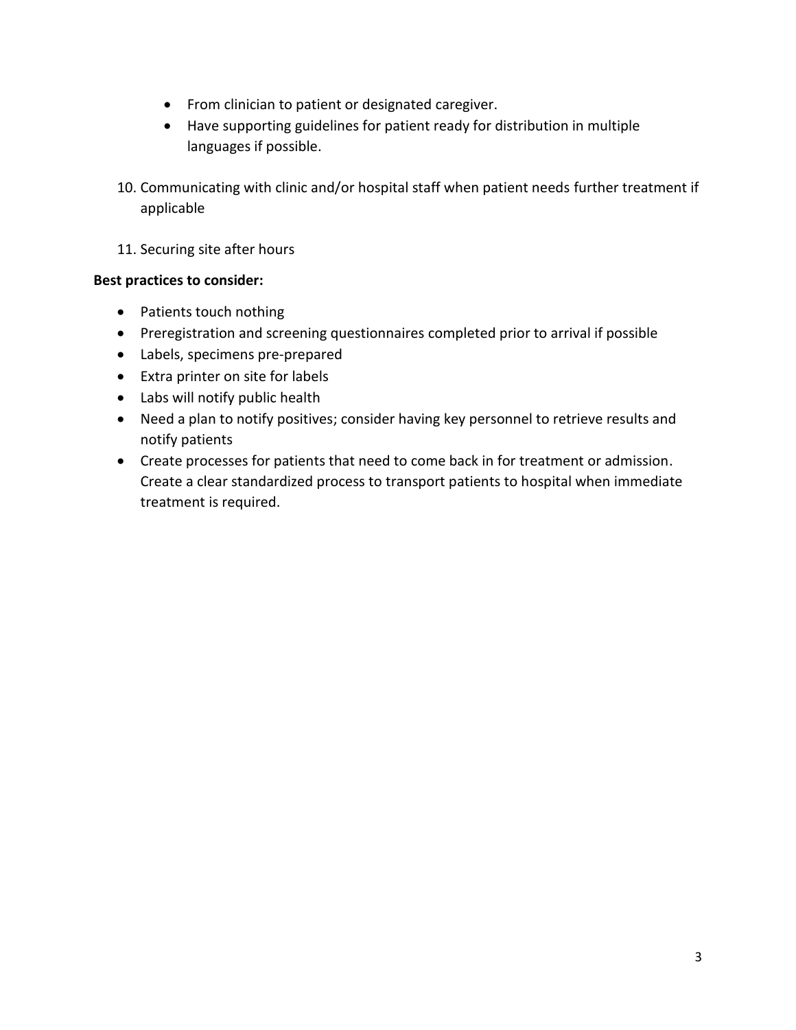- From clinician to patient or designated caregiver.
  - Have supporting guidelines for patient ready for distribution in multiple languages if possible.

10. Communicating with clinic and/or hospital staff when patient needs further treatment if applicable

11. Securing site after hours

**Best practices to consider:**

- Patients touch nothing
- Preregistration and screening questionnaires completed prior to arrival if possible
- Labels, specimens pre-prepared
- Extra printer on site for labels
- Labs will notify public health
- Need a plan to notify positives; consider having key personnel to retrieve results and notify patients
- Create processes for patients that need to come back in for treatment or admission. Create a clear standardized process to transport patients to hospital when immediate treatment is required.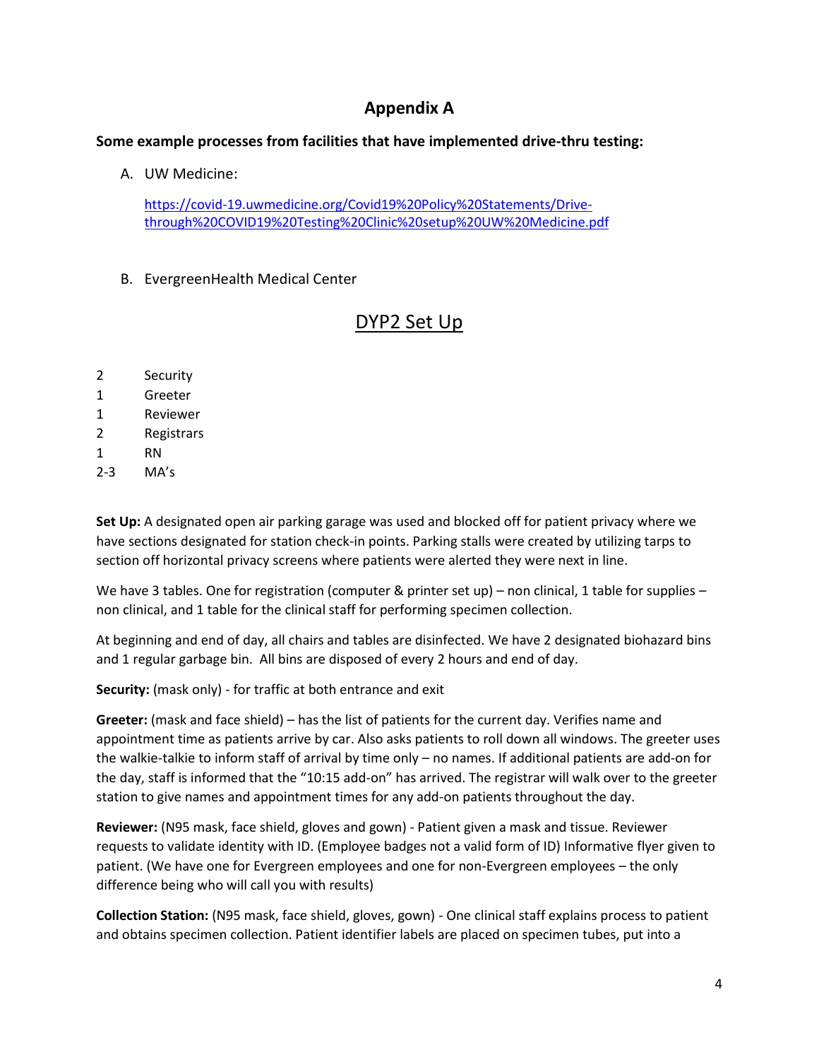## Appendix A

**Some example processes from facilities that have implemented drive-thru testing:**

A. UW Medicine:

   https://covid-19.uwmedicine.org/Covid19%20Policy%20Statements/Drive-through%20COVID19%20Testing%20Clinic%20setup%20UW%20Medicine.pdf

B. EvergreenHealth Medical Center

## DYP2 Set Up

| | |
|---|---|
| 2 | Security |
| 1 | Greeter |
| 1 | Reviewer |
| 2 | Registrars |
| 1 | RN |
| 2-3 | MA's |

**Set Up:** A designated open air parking garage was used and blocked off for patient privacy where we have sections designated for station check-in points. Parking stalls were created by utilizing tarps to section off horizontal privacy screens where patients were alerted they were next in line.

We have 3 tables. One for registration (computer & printer set up) – non clinical, 1 table for supplies – non clinical, and 1 table for the clinical staff for performing specimen collection.

At beginning and end of day, all chairs and tables are disinfected. We have 2 designated biohazard bins and 1 regular garbage bin. All bins are disposed of every 2 hours and end of day.

**Security:** (mask only) - for traffic at both entrance and exit

**Greeter:** (mask and face shield) – has the list of patients for the current day. Verifies name and appointment time as patients arrive by car. Also asks patients to roll down all windows. The greeter uses the walkie-talkie to inform staff of arrival by time only – no names. If additional patients are add-on for the day, staff is informed that the "10:15 add-on" has arrived. The registrar will walk over to the greeter station to give names and appointment times for any add-on patients throughout the day.

**Reviewer:** (N95 mask, face shield, gloves and gown) - Patient given a mask and tissue. Reviewer requests to validate identity with ID. (Employee badges not a valid form of ID) Informative flyer given to patient. (We have one for Evergreen employees and one for non-Evergreen employees – the only difference being who will call you with results)

**Collection Station:** (N95 mask, face shield, gloves, gown) - One clinical staff explains process to patient and obtains specimen collection. Patient identifier labels are placed on specimen tubes, put into a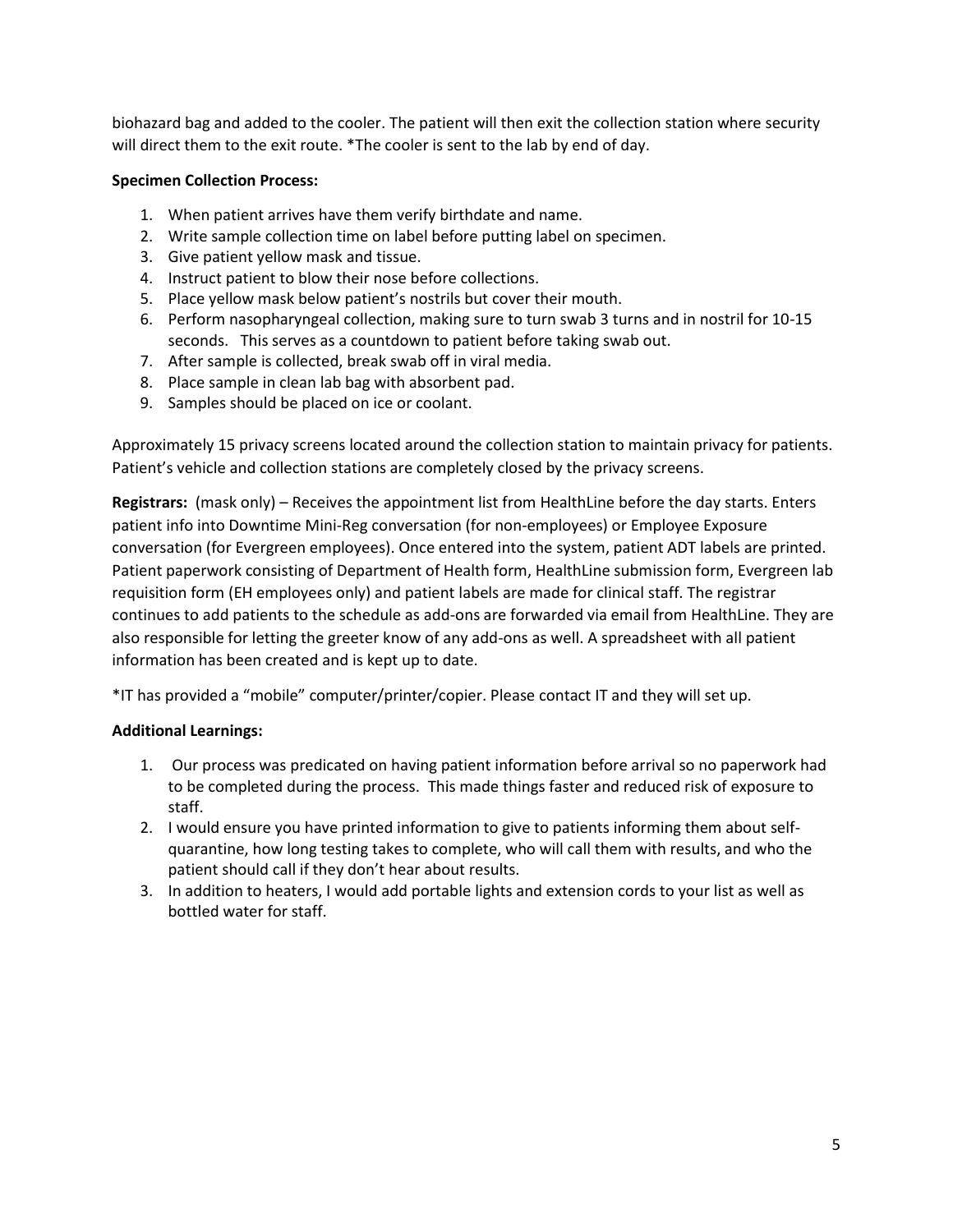biohazard bag and added to the cooler. The patient will then exit the collection station where security will direct them to the exit route. *The cooler is sent to the lab by end of day.

**Specimen Collection Process:**

1. When patient arrives have them verify birthdate and name.
2. Write sample collection time on label before putting label on specimen.
3. Give patient yellow mask and tissue.
4. Instruct patient to blow their nose before collections.
5. Place yellow mask below patient's nostrils but cover their mouth.
6. Perform nasopharyngeal collection, making sure to turn swab 3 turns and in nostril for 10-15 seconds. This serves as a countdown to patient before taking swab out.
7. After sample is collected, break swab off in viral media.
8. Place sample in clean lab bag with absorbent pad.
9. Samples should be placed on ice or coolant.

Approximately 15 privacy screens located around the collection station to maintain privacy for patients. Patient's vehicle and collection stations are completely closed by the privacy screens.

**Registrars:** (mask only) – Receives the appointment list from HealthLine before the day starts. Enters patient info into Downtime Mini-Reg conversation (for non-employees) or Employee Exposure conversation (for Evergreen employees). Once entered into the system, patient ADT labels are printed. Patient paperwork consisting of Department of Health form, HealthLine submission form, Evergreen lab requisition form (EH employees only) and patient labels are made for clinical staff. The registrar continues to add patients to the schedule as add-ons are forwarded via email from HealthLine. They are also responsible for letting the greeter know of any add-ons as well. A spreadsheet with all patient information has been created and is kept up to date.

*IT has provided a "mobile" computer/printer/copier. Please contact IT and they will set up.

**Additional Learnings:**

1. Our process was predicated on having patient information before arrival so no paperwork had to be completed during the process. This made things faster and reduced risk of exposure to staff.
2. I would ensure you have printed information to give to patients informing them about self-quarantine, how long testing takes to complete, who will call them with results, and who the patient should call if they don't hear about results.
3. In addition to heaters, I would add portable lights and extension cords to your list as well as bottled water for staff.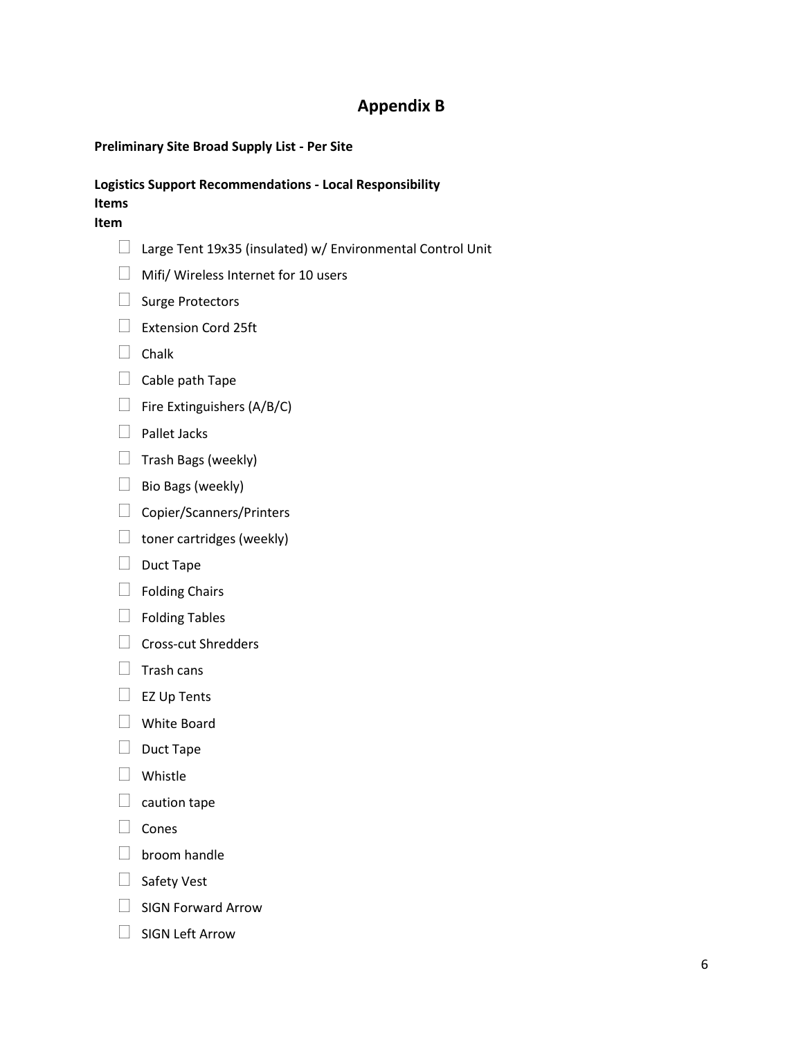# Appendix B

**Preliminary Site Broad Supply List - Per Site**

**Logistics Support Recommendations - Local Responsibility**
**Items**
**Item**

- ☐ Large Tent 19x35 (insulated) w/ Environmental Control Unit
- ☐ Mifi/ Wireless Internet for 10 users
- ☐ Surge Protectors
- ☐ Extension Cord 25ft
- ☐ Chalk
- ☐ Cable path Tape
- ☐ Fire Extinguishers (A/B/C)
- ☐ Pallet Jacks
- ☐ Trash Bags (weekly)
- ☐ Bio Bags (weekly)
- ☐ Copier/Scanners/Printers
- ☐ toner cartridges (weekly)
- ☐ Duct Tape
- ☐ Folding Chairs
- ☐ Folding Tables
- ☐ Cross-cut Shredders
- ☐ Trash cans
- ☐ EZ Up Tents
- ☐ White Board
- ☐ Duct Tape
- ☐ Whistle
- ☐ caution tape
- ☐ Cones
- ☐ broom handle
- ☐ Safety Vest
- ☐ SIGN Forward Arrow
- ☐ SIGN Left Arrow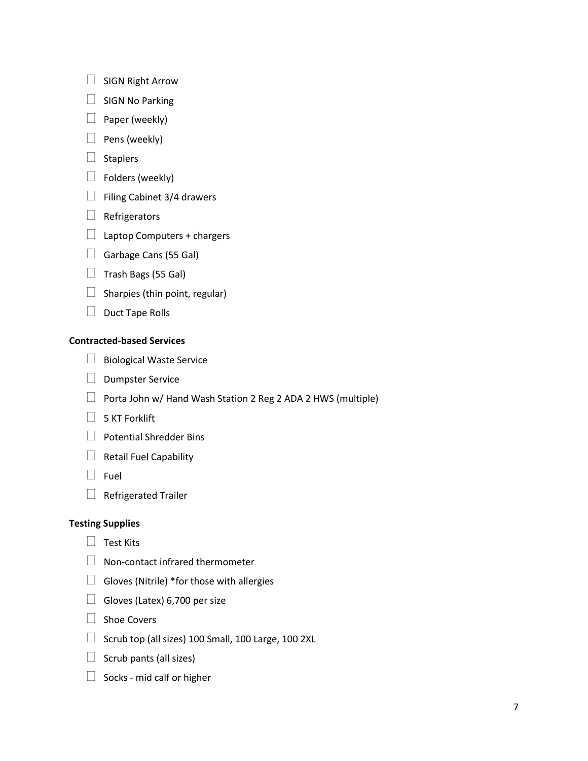- ☐ SIGN Right Arrow
- ☐ SIGN No Parking
- ☐ Paper (weekly)
- ☐ Pens (weekly)
- ☐ Staplers
- ☐ Folders (weekly)
- ☐ Filing Cabinet 3/4 drawers
- ☐ Refrigerators
- ☐ Laptop Computers + chargers
- ☐ Garbage Cans (55 Gal)
- ☐ Trash Bags (55 Gal)
- ☐ Sharpies (thin point, regular)
- ☐ Duct Tape Rolls

**Contracted-based Services**

- ☐ Biological Waste Service
- ☐ Dumpster Service
- ☐ Porta John w/ Hand Wash Station 2 Reg 2 ADA 2 HWS (multiple)
- ☐ 5 KT Forklift
- ☐ Potential Shredder Bins
- ☐ Retail Fuel Capability
- ☐ Fuel
- ☐ Refrigerated Trailer

**Testing Supplies**

- ☐ Test Kits
- ☐ Non-contact infrared thermometer
- ☐ Gloves (Nitrile) *for those with allergies
- ☐ Gloves (Latex) 6,700 per size
- ☐ Shoe Covers
- ☐ Scrub top (all sizes) 100 Small, 100 Large, 100 2XL
- ☐ Scrub pants (all sizes)
- ☐ Socks - mid calf or higher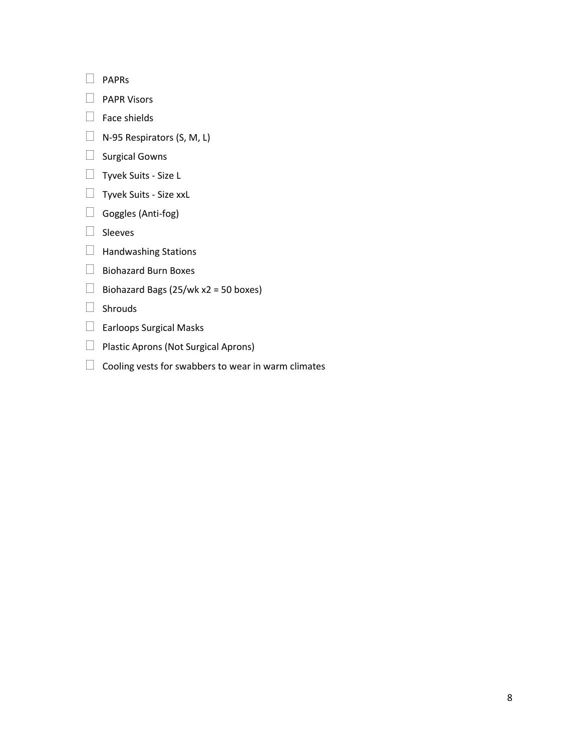- [ ] PAPRs
- [ ] PAPR Visors
- [ ] Face shields
- [ ] N-95 Respirators (S, M, L)
- [ ] Surgical Gowns
- [ ] Tyvek Suits - Size L
- [ ] Tyvek Suits - Size xxL
- [ ] Goggles (Anti-fog)
- [ ] Sleeves
- [ ] Handwashing Stations
- [ ] Biohazard Burn Boxes
- [ ] Biohazard Bags (25/wk x2 = 50 boxes)
- [ ] Shrouds
- [ ] Earloops Surgical Masks
- [ ] Plastic Aprons (Not Surgical Aprons)
- [ ] Cooling vests for swabbers to wear in warm climates